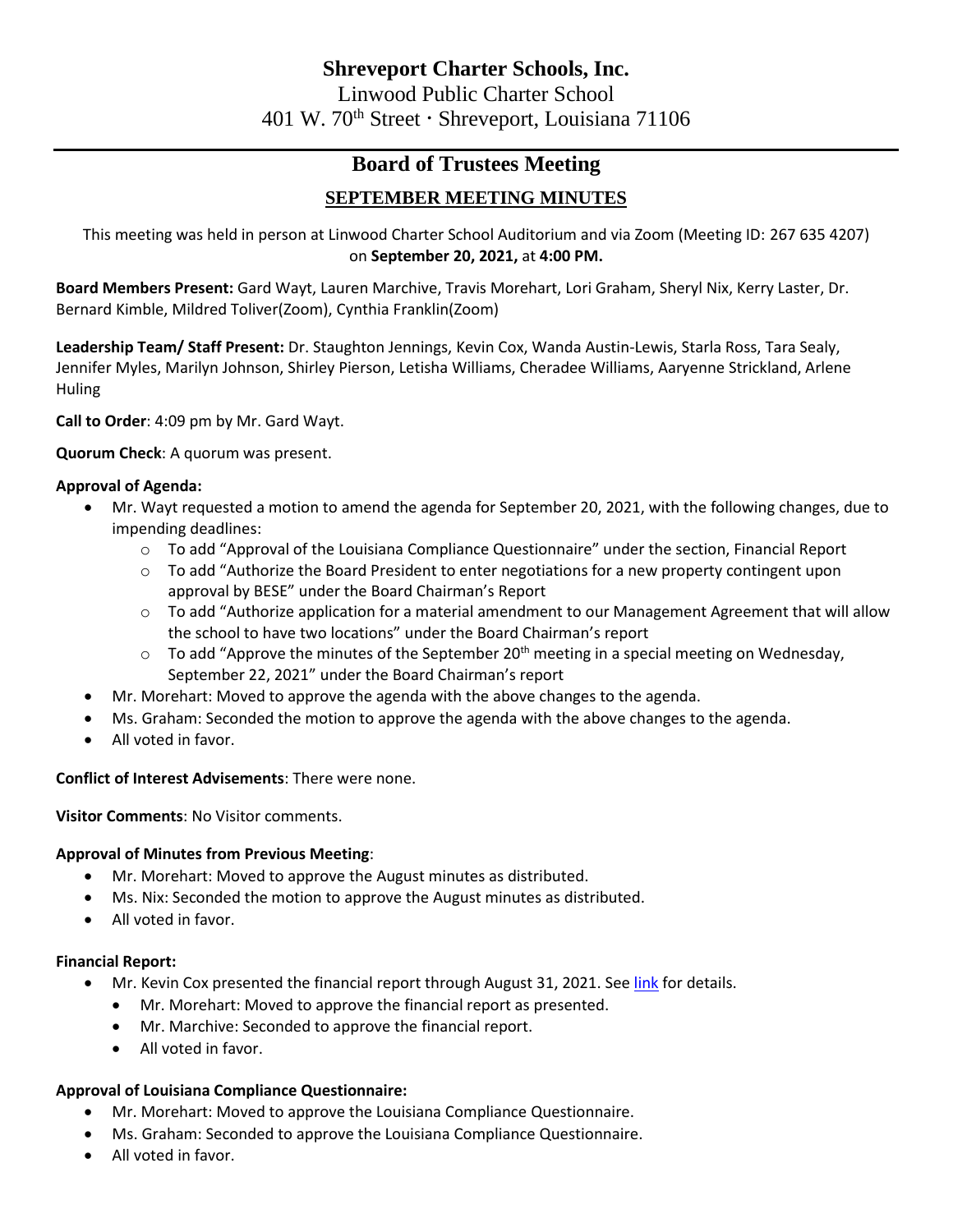# Shreveport Charter Schools, Inc.

Linwood Public Charter School

401 W. 70th Street · Shreveport, Louisiana 71106

## Board of Trustees Meeting

### SEPTEMBER MEETING MINUTES

This meeting was held in person at Linwood Charter School Auditorium and via Zoom (Meeting ID: 267 635 4207) on **September 20, 2021,** at **4:00 PM.**

**Board Members Present:** Gard Wayt, Lauren Marchive, Travis Morehart, Lori Graham, Sheryl Nix, Kerry Laster, Dr. Bernard Kimble, Mildred Toliver(Zoom), Cynthia Franklin(Zoom)

**Leadership Team/ Staff Present:** Dr. Staughton Jennings, Kevin Cox, Wanda Austin-Lewis, Starla Ross, Tara Sealy, Jennifer Myles, Marilyn Johnson, Shirley Pierson, Letisha Williams, Cheradee Williams, Aaryenne Strickland, Arlene Huling

**Call to Order**: 4:09 pm by Mr. Gard Wayt.

**Quorum Check**: A quorum was present.

**Approval of Agenda:**

- Mr. Wayt requested a motion to amend the agenda for September 20, 2021, with the following changes, due to impending deadlines:
  - To add "Approval of the Louisiana Compliance Questionnaire" under the section, Financial Report
  - To add "Authorize the Board President to enter negotiations for a new property contingent upon approval by BESE" under the Board Chairman's Report
  - To add "Authorize application for a material amendment to our Management Agreement that will allow the school to have two locations" under the Board Chairman's report
  - To add "Approve the minutes of the September 20th meeting in a special meeting on Wednesday, September 22, 2021" under the Board Chairman's report
- Mr. Morehart: Moved to approve the agenda with the above changes to the agenda.
- Ms. Graham: Seconded the motion to approve the agenda with the above changes to the agenda.
- All voted in favor.

**Conflict of Interest Advisements**: There were none.

**Visitor Comments**: No Visitor comments.

**Approval of Minutes from Previous Meeting**:

- Mr. Morehart: Moved to approve the August minutes as distributed.
- Ms. Nix: Seconded the motion to approve the August minutes as distributed.
- All voted in favor.

**Financial Report:**

- Mr. Kevin Cox presented the financial report through August 31, 2021. See link for details.
  - Mr. Morehart: Moved to approve the financial report as presented.
  - Mr. Marchive: Seconded to approve the financial report.
  - All voted in favor.

**Approval of Louisiana Compliance Questionnaire:**

- Mr. Morehart: Moved to approve the Louisiana Compliance Questionnaire.
- Ms. Graham: Seconded to approve the Louisiana Compliance Questionnaire.
- All voted in favor.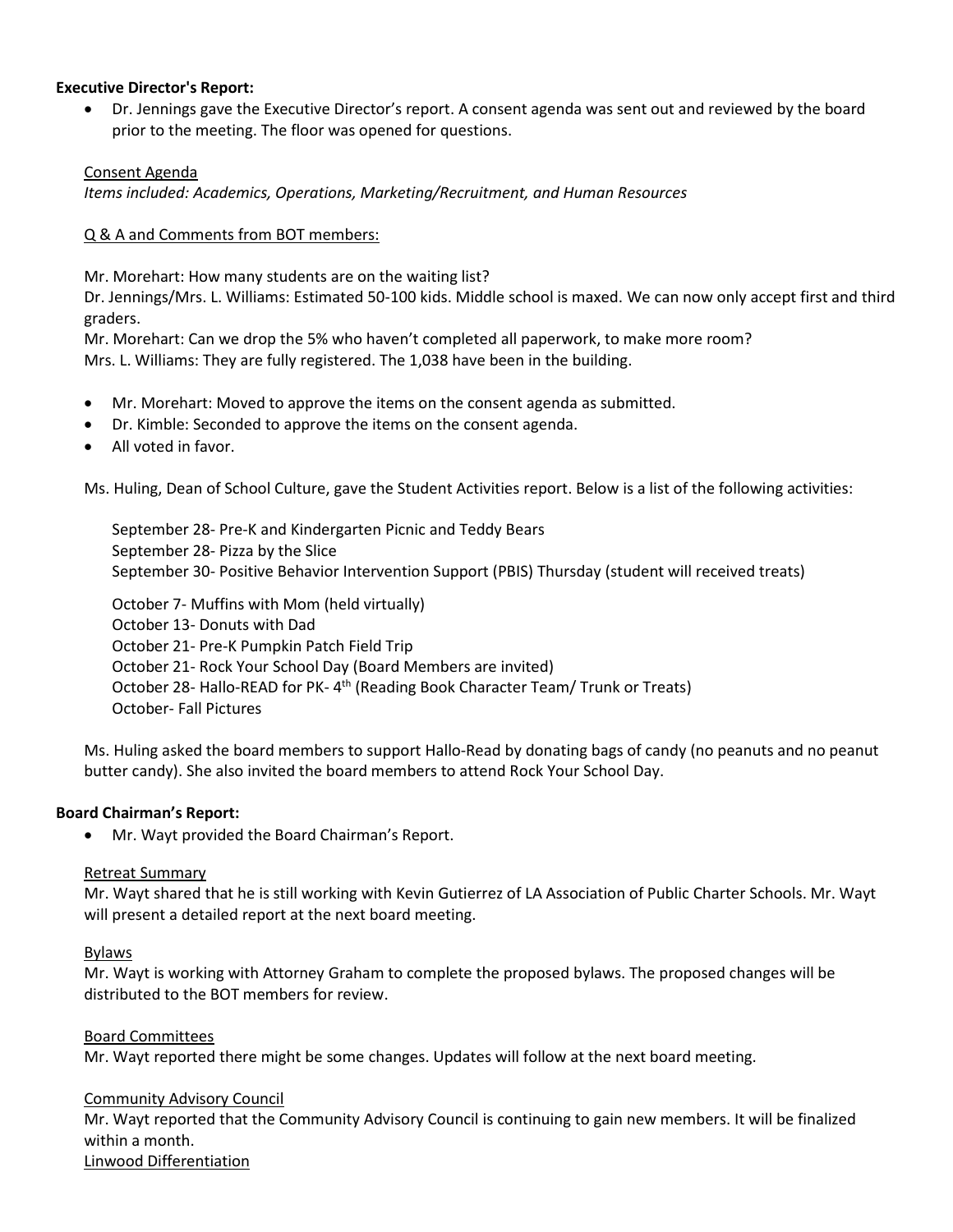**Executive Director's Report:**

- Dr. Jennings gave the Executive Director's report. A consent agenda was sent out and reviewed by the board prior to the meeting. The floor was opened for questions.

Consent Agenda

*Items included: Academics, Operations, Marketing/Recruitment, and Human Resources*

Q & A and Comments from BOT members:

Mr. Morehart: How many students are on the waiting list?
Dr. Jennings/Mrs. L. Williams: Estimated 50-100 kids. Middle school is maxed. We can now only accept first and third graders.
Mr. Morehart: Can we drop the 5% who haven't completed all paperwork, to make more room?
Mrs. L. Williams: They are fully registered. The 1,038 have been in the building.

- Mr. Morehart: Moved to approve the items on the consent agenda as submitted.
- Dr. Kimble: Seconded to approve the items on the consent agenda.
- All voted in favor.

Ms. Huling, Dean of School Culture, gave the Student Activities report. Below is a list of the following activities:

September 28- Pre-K and Kindergarten Picnic and Teddy Bears
September 28- Pizza by the Slice
September 30- Positive Behavior Intervention Support (PBIS) Thursday (student will received treats)

October 7- Muffins with Mom (held virtually)
October 13- Donuts with Dad
October 21- Pre-K Pumpkin Patch Field Trip
October 21- Rock Your School Day (Board Members are invited)
October 28- Hallo-READ for PK- 4th (Reading Book Character Team/ Trunk or Treats)
October- Fall Pictures

Ms. Huling asked the board members to support Hallo-Read by donating bags of candy (no peanuts and no peanut butter candy). She also invited the board members to attend Rock Your School Day.

**Board Chairman's Report:**

- Mr. Wayt provided the Board Chairman's Report.

Retreat Summary

Mr. Wayt shared that he is still working with Kevin Gutierrez of LA Association of Public Charter Schools. Mr. Wayt will present a detailed report at the next board meeting.

Bylaws

Mr. Wayt is working with Attorney Graham to complete the proposed bylaws. The proposed changes will be distributed to the BOT members for review.

Board Committees

Mr. Wayt reported there might be some changes. Updates will follow at the next board meeting.

Community Advisory Council

Mr. Wayt reported that the Community Advisory Council is continuing to gain new members. It will be finalized within a month.

Linwood Differentiation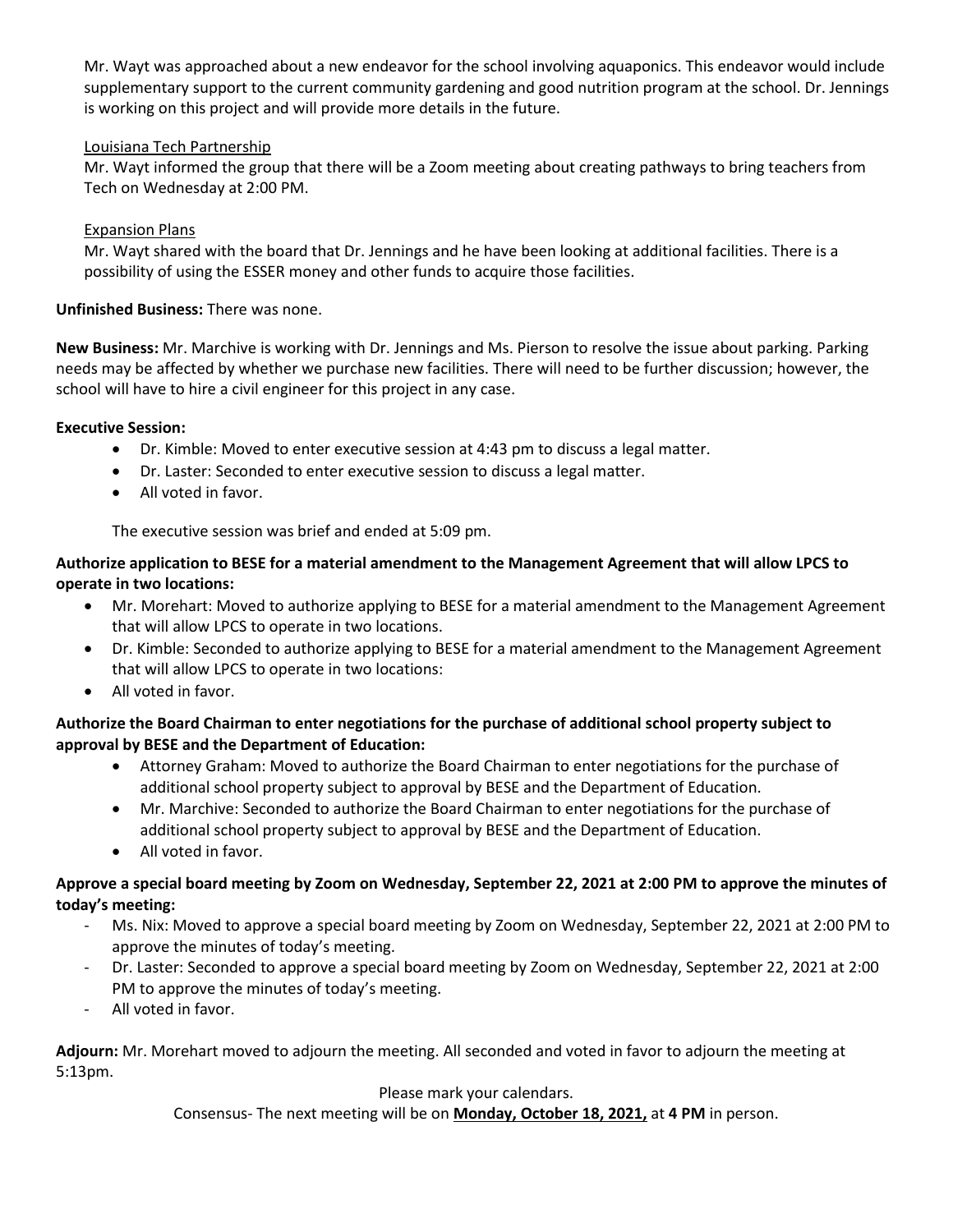Mr. Wayt was approached about a new endeavor for the school involving aquaponics. This endeavor would include supplementary support to the current community gardening and good nutrition program at the school. Dr. Jennings is working on this project and will provide more details in the future.

Louisiana Tech Partnership

Mr. Wayt informed the group that there will be a Zoom meeting about creating pathways to bring teachers from Tech on Wednesday at 2:00 PM.

Expansion Plans

Mr. Wayt shared with the board that Dr. Jennings and he have been looking at additional facilities. There is a possibility of using the ESSER money and other funds to acquire those facilities.

**Unfinished Business:** There was none.

**New Business:** Mr. Marchive is working with Dr. Jennings and Ms. Pierson to resolve the issue about parking. Parking needs may be affected by whether we purchase new facilities. There will need to be further discussion; however, the school will have to hire a civil engineer for this project in any case.

**Executive Session:**

- Dr. Kimble: Moved to enter executive session at 4:43 pm to discuss a legal matter.
- Dr. Laster: Seconded to enter executive session to discuss a legal matter.
- All voted in favor.

The executive session was brief and ended at 5:09 pm.

**Authorize application to BESE for a material amendment to the Management Agreement that will allow LPCS to operate in two locations:**

- Mr. Morehart: Moved to authorize applying to BESE for a material amendment to the Management Agreement that will allow LPCS to operate in two locations.
- Dr. Kimble: Seconded to authorize applying to BESE for a material amendment to the Management Agreement that will allow LPCS to operate in two locations:
- All voted in favor.

**Authorize the Board Chairman to enter negotiations for the purchase of additional school property subject to approval by BESE and the Department of Education:**

- Attorney Graham: Moved to authorize the Board Chairman to enter negotiations for the purchase of additional school property subject to approval by BESE and the Department of Education.
- Mr. Marchive: Seconded to authorize the Board Chairman to enter negotiations for the purchase of additional school property subject to approval by BESE and the Department of Education.
- All voted in favor.

**Approve a special board meeting by Zoom on Wednesday, September 22, 2021 at 2:00 PM to approve the minutes of today's meeting:**

- Ms. Nix: Moved to approve a special board meeting by Zoom on Wednesday, September 22, 2021 at 2:00 PM to approve the minutes of today's meeting.
- Dr. Laster: Seconded to approve a special board meeting by Zoom on Wednesday, September 22, 2021 at 2:00 PM to approve the minutes of today's meeting.
- All voted in favor.

**Adjourn:** Mr. Morehart moved to adjourn the meeting. All seconded and voted in favor to adjourn the meeting at 5:13pm.

Please mark your calendars.

Consensus- The next meeting will be on **Monday, October 18, 2021,** at **4 PM** in person.